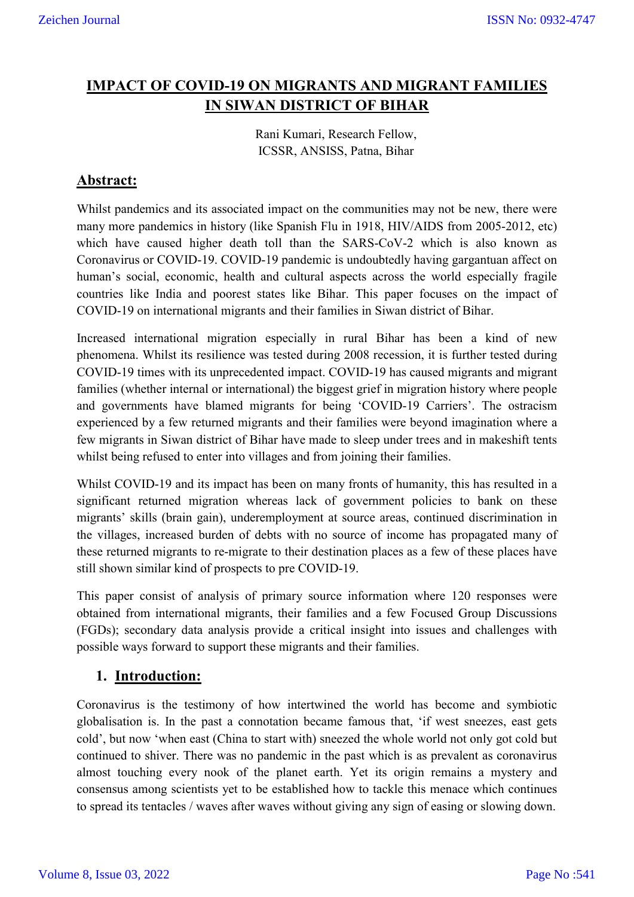# IMPACT OF COVID-19 ON MIGRANTS AND MIGRANT FAMILIES IN SIWAN DISTRICT OF BIHAR

Rani Kumari, Research Fellow,
ICSSR, ANSISS, Patna, Bihar

## Abstract:

Whilst pandemics and its associated impact on the communities may not be new, there were many more pandemics in history (like Spanish Flu in 1918, HIV/AIDS from 2005-2012, etc) which have caused higher death toll than the SARS-CoV-2 which is also known as Coronavirus or COVID-19. COVID-19 pandemic is undoubtedly having gargantuan affect on human's social, economic, health and cultural aspects across the world especially fragile countries like India and poorest states like Bihar. This paper focuses on the impact of COVID-19 on international migrants and their families in Siwan district of Bihar.

Increased international migration especially in rural Bihar has been a kind of new phenomena. Whilst its resilience was tested during 2008 recession, it is further tested during COVID-19 times with its unprecedented impact. COVID-19 has caused migrants and migrant families (whether internal or international) the biggest grief in migration history where people and governments have blamed migrants for being 'COVID-19 Carriers'. The ostracism experienced by a few returned migrants and their families were beyond imagination where a few migrants in Siwan district of Bihar have made to sleep under trees and in makeshift tents whilst being refused to enter into villages and from joining their families.

Whilst COVID-19 and its impact has been on many fronts of humanity, this has resulted in a significant returned migration whereas lack of government policies to bank on these migrants' skills (brain gain), underemployment at source areas, continued discrimination in the villages, increased burden of debts with no source of income has propagated many of these returned migrants to re-migrate to their destination places as a few of these places have still shown similar kind of prospects to pre COVID-19.

This paper consist of analysis of primary source information where 120 responses were obtained from international migrants, their families and a few Focused Group Discussions (FGDs); secondary data analysis provide a critical insight into issues and challenges with possible ways forward to support these migrants and their families.

## 1. Introduction:

Coronavirus is the testimony of how intertwined the world has become and symbiotic globalisation is. In the past a connotation became famous that, 'if west sneezes, east gets cold', but now 'when east (China to start with) sneezed the whole world not only got cold but continued to shiver. There was no pandemic in the past which is as prevalent as coronavirus almost touching every nook of the planet earth. Yet its origin remains a mystery and consensus among scientists yet to be established how to tackle this menace which continues to spread its tentacles / waves after waves without giving any sign of easing or slowing down.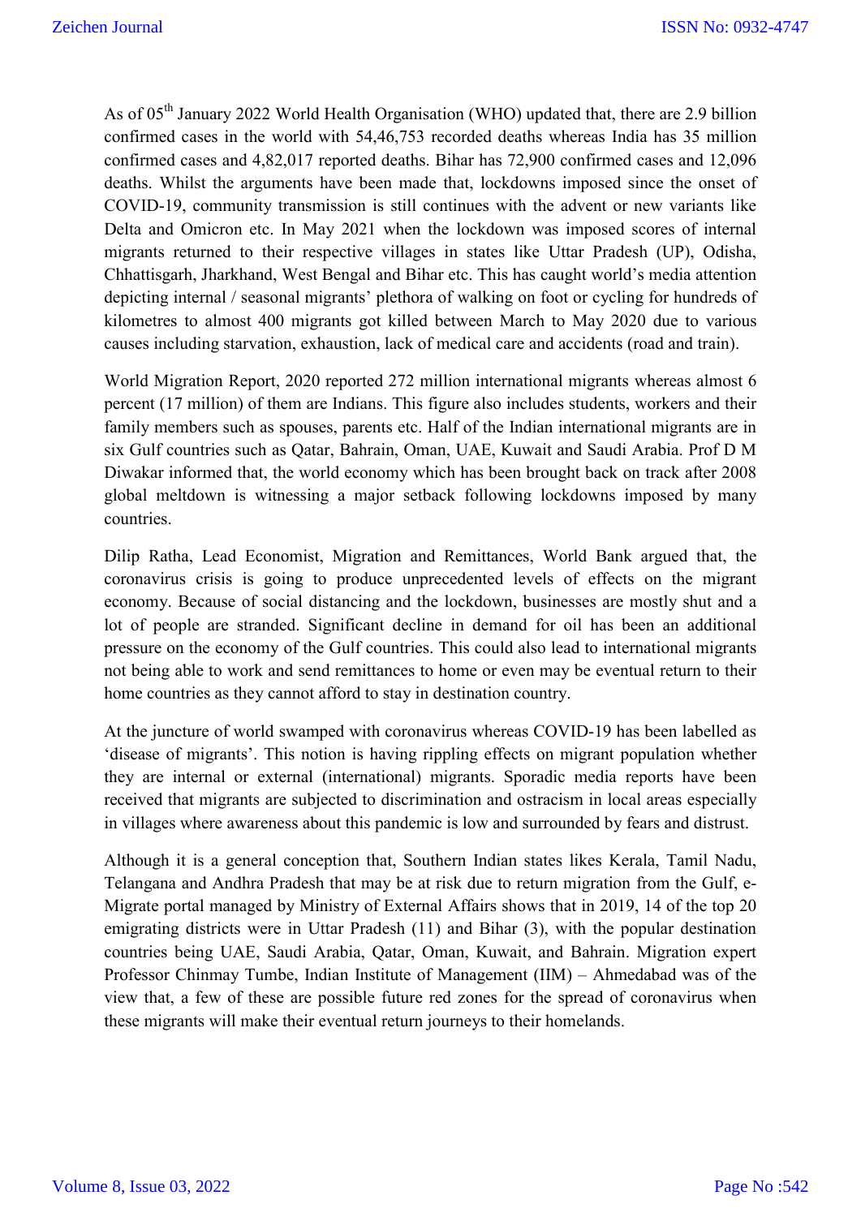As of 05[th] January 2022 World Health Organisation (WHO) updated that, there are 2.9 billion confirmed cases in the world with 54,46,753 recorded deaths whereas India has 35 million confirmed cases and 4,82,017 reported deaths. Bihar has 72,900 confirmed cases and 12,096 deaths. Whilst the arguments have been made that, lockdowns imposed since the onset of COVID-19, community transmission is still continues with the advent or new variants like Delta and Omicron etc. In May 2021 when the lockdown was imposed scores of internal migrants returned to their respective villages in states like Uttar Pradesh (UP), Odisha, Chhattisgarh, Jharkhand, West Bengal and Bihar etc. This has caught world's media attention depicting internal / seasonal migrants' plethora of walking on foot or cycling for hundreds of kilometres to almost 400 migrants got killed between March to May 2020 due to various causes including starvation, exhaustion, lack of medical care and accidents (road and train).

World Migration Report, 2020 reported 272 million international migrants whereas almost 6 percent (17 million) of them are Indians. This figure also includes students, workers and their family members such as spouses, parents etc. Half of the Indian international migrants are in six Gulf countries such as Qatar, Bahrain, Oman, UAE, Kuwait and Saudi Arabia. Prof D M Diwakar informed that, the world economy which has been brought back on track after 2008 global meltdown is witnessing a major setback following lockdowns imposed by many countries.

Dilip Ratha, Lead Economist, Migration and Remittances, World Bank argued that, the coronavirus crisis is going to produce unprecedented levels of effects on the migrant economy. Because of social distancing and the lockdown, businesses are mostly shut and a lot of people are stranded. Significant decline in demand for oil has been an additional pressure on the economy of the Gulf countries. This could also lead to international migrants not being able to work and send remittances to home or even may be eventual return to their home countries as they cannot afford to stay in destination country.

At the juncture of world swamped with coronavirus whereas COVID-19 has been labelled as 'disease of migrants'. This notion is having rippling effects on migrant population whether they are internal or external (international) migrants. Sporadic media reports have been received that migrants are subjected to discrimination and ostracism in local areas especially in villages where awareness about this pandemic is low and surrounded by fears and distrust.

Although it is a general conception that, Southern Indian states likes Kerala, Tamil Nadu, Telangana and Andhra Pradesh that may be at risk due to return migration from the Gulf, e-Migrate portal managed by Ministry of External Affairs shows that in 2019, 14 of the top 20 emigrating districts were in Uttar Pradesh (11) and Bihar (3), with the popular destination countries being UAE, Saudi Arabia, Qatar, Oman, Kuwait, and Bahrain. Migration expert Professor Chinmay Tumbe, Indian Institute of Management (IIM) – Ahmedabad was of the view that, a few of these are possible future red zones for the spread of coronavirus when these migrants will make their eventual return journeys to their homelands.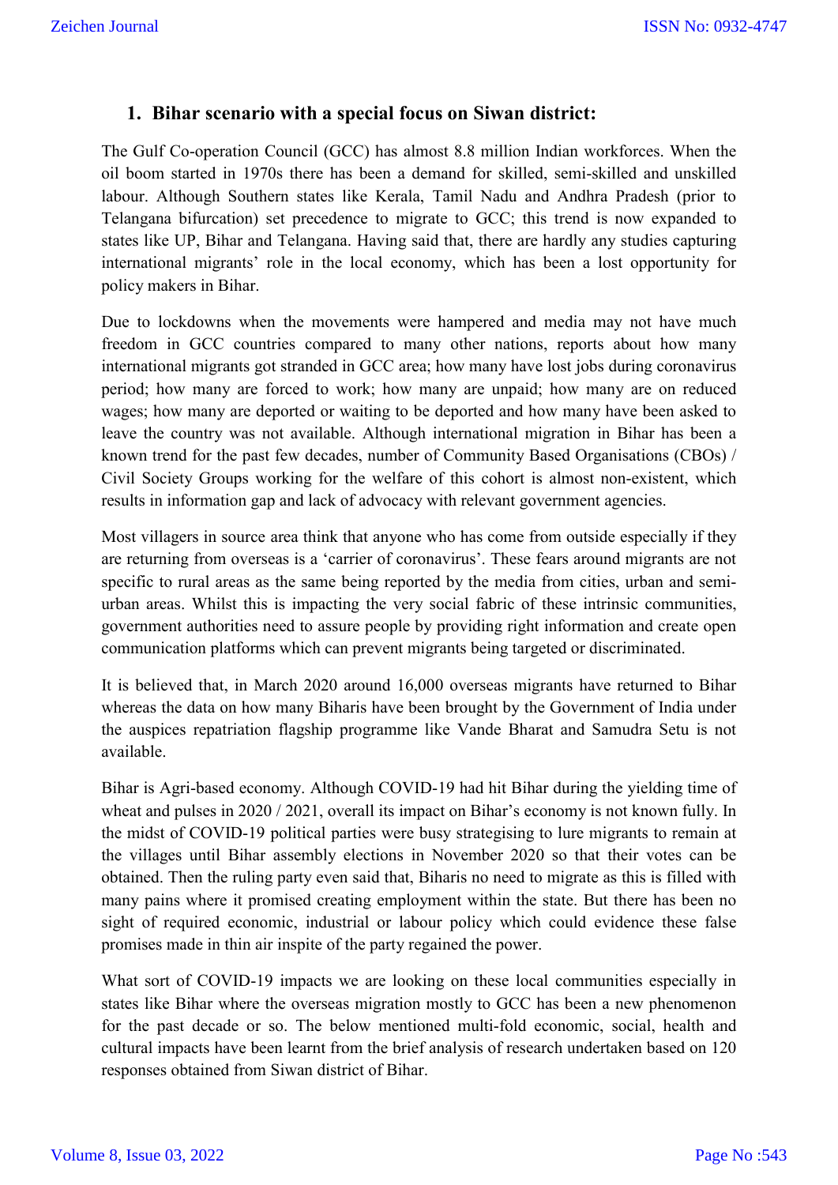## 1. Bihar scenario with a special focus on Siwan district:

The Gulf Co-operation Council (GCC) has almost 8.8 million Indian workforces. When the oil boom started in 1970s there has been a demand for skilled, semi-skilled and unskilled labour. Although Southern states like Kerala, Tamil Nadu and Andhra Pradesh (prior to Telangana bifurcation) set precedence to migrate to GCC; this trend is now expanded to states like UP, Bihar and Telangana. Having said that, there are hardly any studies capturing international migrants' role in the local economy, which has been a lost opportunity for policy makers in Bihar.

Due to lockdowns when the movements were hampered and media may not have much freedom in GCC countries compared to many other nations, reports about how many international migrants got stranded in GCC area; how many have lost jobs during coronavirus period; how many are forced to work; how many are unpaid; how many are on reduced wages; how many are deported or waiting to be deported and how many have been asked to leave the country was not available. Although international migration in Bihar has been a known trend for the past few decades, number of Community Based Organisations (CBOs) / Civil Society Groups working for the welfare of this cohort is almost non-existent, which results in information gap and lack of advocacy with relevant government agencies.

Most villagers in source area think that anyone who has come from outside especially if they are returning from overseas is a 'carrier of coronavirus'. These fears around migrants are not specific to rural areas as the same being reported by the media from cities, urban and semi-urban areas. Whilst this is impacting the very social fabric of these intrinsic communities, government authorities need to assure people by providing right information and create open communication platforms which can prevent migrants being targeted or discriminated.

It is believed that, in March 2020 around 16,000 overseas migrants have returned to Bihar whereas the data on how many Biharis have been brought by the Government of India under the auspices repatriation flagship programme like Vande Bharat and Samudra Setu is not available.

Bihar is Agri-based economy. Although COVID-19 had hit Bihar during the yielding time of wheat and pulses in 2020 / 2021, overall its impact on Bihar's economy is not known fully. In the midst of COVID-19 political parties were busy strategising to lure migrants to remain at the villages until Bihar assembly elections in November 2020 so that their votes can be obtained. Then the ruling party even said that, Biharis no need to migrate as this is filled with many pains where it promised creating employment within the state. But there has been no sight of required economic, industrial or labour policy which could evidence these false promises made in thin air inspite of the party regained the power.

What sort of COVID-19 impacts we are looking on these local communities especially in states like Bihar where the overseas migration mostly to GCC has been a new phenomenon for the past decade or so. The below mentioned multi-fold economic, social, health and cultural impacts have been learnt from the brief analysis of research undertaken based on 120 responses obtained from Siwan district of Bihar.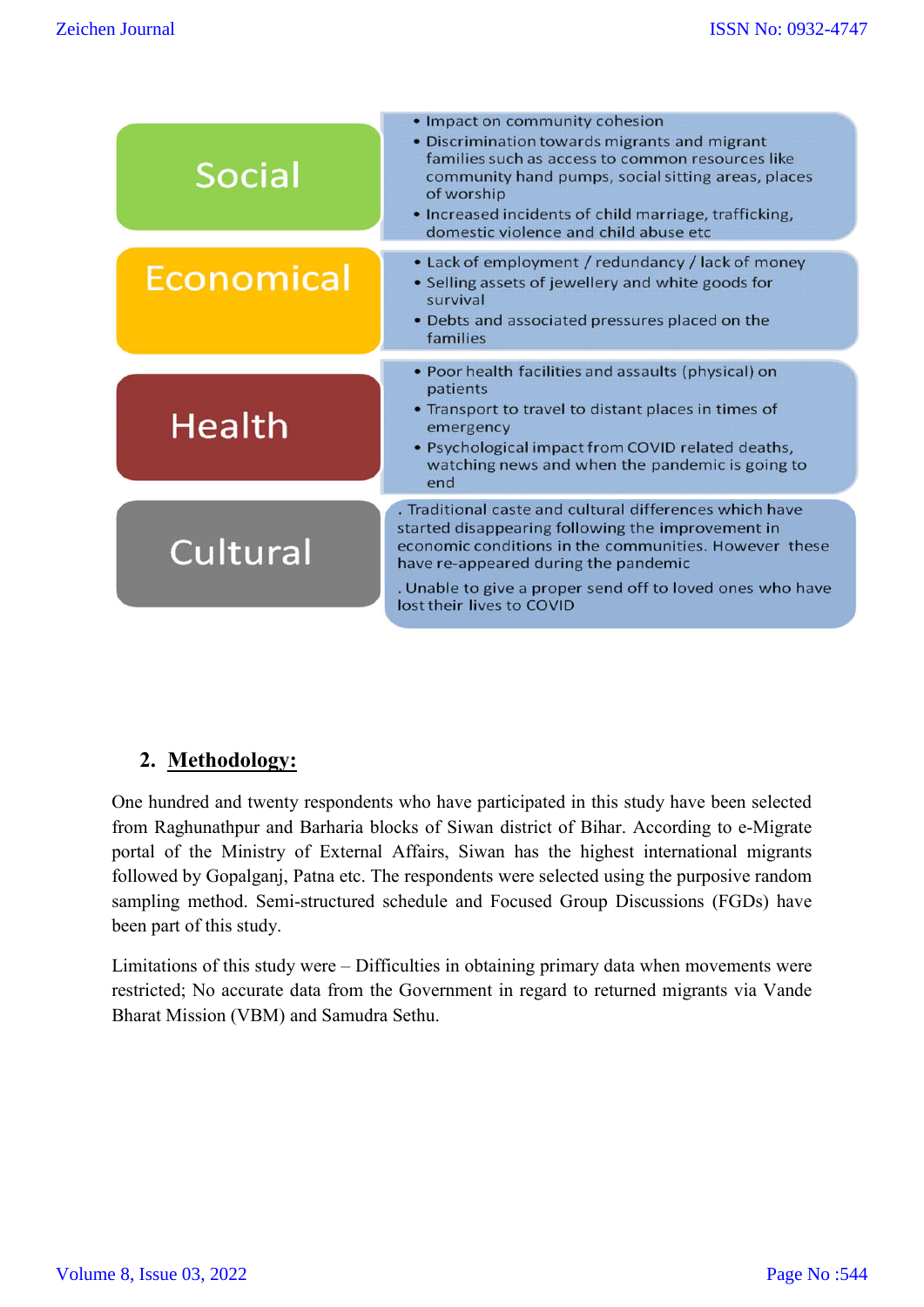| | |
|---|---|
| Social | • Impact on community cohesion<br>• Discrimination towards migrants and migrant families such as access to common resources like community hand pumps, social sitting areas, places of worship<br>• Increased incidents of child marriage, trafficking, domestic violence and child abuse etc |
| Economical | • Lack of employment / redundancy / lack of money<br>• Selling assets of jewellery and white goods for survival<br>• Debts and associated pressures placed on the families |
| Health | • Poor health facilities and assaults (physical) on patients<br>• Transport to travel to distant places in times of emergency<br>• Psychological impact from COVID related deaths, watching news and when the pandemic is going to end |
| Cultural | . Traditional caste and cultural differences which have started disappearing following the improvement in economic conditions in the communities. However these have re-appeared during the pandemic<br>. Unable to give a proper send off to loved ones who have lost their lives to COVID |

## 2. Methodology:

One hundred and twenty respondents who have participated in this study have been selected from Raghunathpur and Barharia blocks of Siwan district of Bihar. According to e-Migrate portal of the Ministry of External Affairs, Siwan has the highest international migrants followed by Gopalganj, Patna etc. The respondents were selected using the purposive random sampling method. Semi-structured schedule and Focused Group Discussions (FGDs) have been part of this study.

Limitations of this study were – Difficulties in obtaining primary data when movements were restricted; No accurate data from the Government in regard to returned migrants via Vande Bharat Mission (VBM) and Samudra Sethu.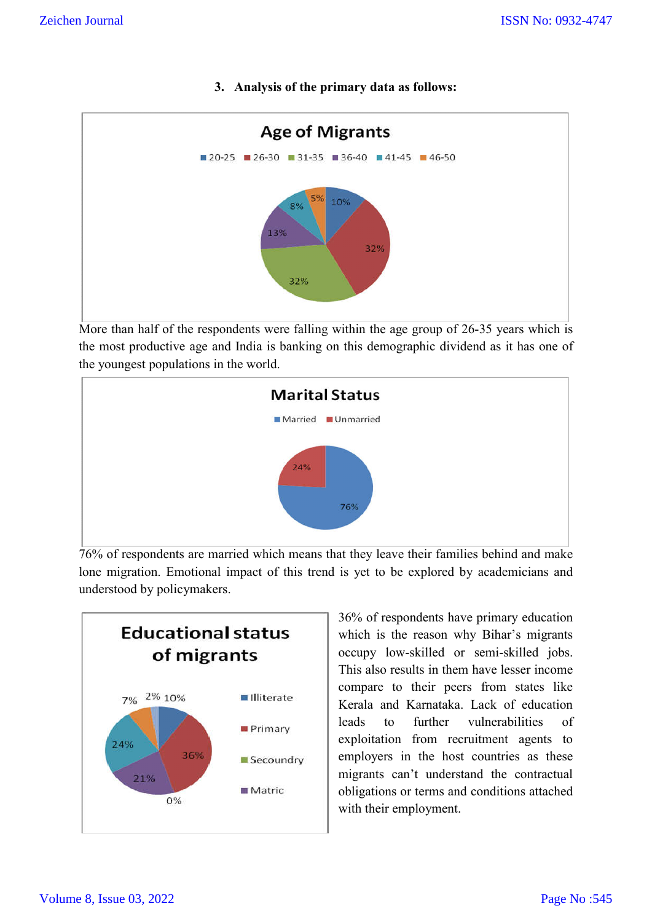### 3. Analysis of the primary data as follows:

**Age of Migrants**

20-25 | 26-30 | 31-35 | 36-40 | 41-45 | 46-50

10% | 32% | 32% | 13% | 8% | 5%

More than half of the respondents were falling within the age group of 26-35 years which is the most productive age and India is banking on this demographic dividend as it has one of the youngest populations in the world.

**Marital Status**

Married | Unmarried

76% | 24%

76% of respondents are married which means that they leave their families behind and make lone migration. Emotional impact of this trend is yet to be explored by academicians and understood by policymakers.

**Educational status of migrants**

Illiterate | Primary | Secoundry | Matric

10% | 36% | 0% | 21% | 24% | 7% | 2%

36% of respondents have primary education which is the reason why Bihar's migrants occupy low-skilled or semi-skilled jobs. This also results in them have lesser income compare to their peers from states like Kerala and Karnataka. Lack of education leads to further vulnerabilities of exploitation from recruitment agents to employers in the host countries as these migrants can't understand the contractual obligations or terms and conditions attached with their employment.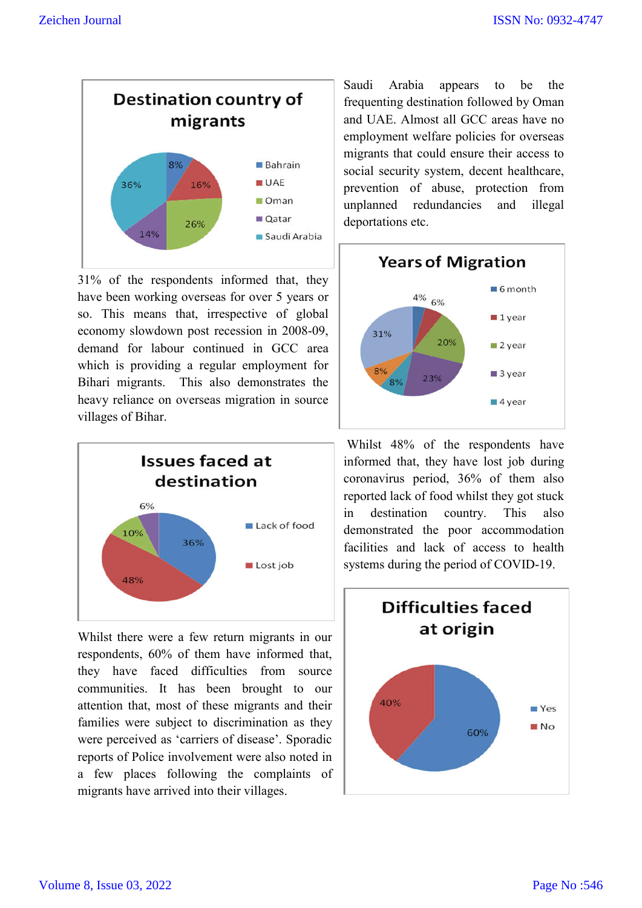**Destination country of migrants**

| Country | % |
|---|---|
| Bahrain | 8% |
| UAE | 16% |
| Oman | 26% |
| Qatar | 14% |
| Saudi Arabia | 36% |

Saudi Arabia appears to be the frequenting destination followed by Oman and UAE. Almost all GCC areas have no employment welfare policies for overseas migrants that could ensure their access to social security system, decent healthcare, prevention of abuse, protection from unplanned redundancies and illegal deportations etc.

31% of the respondents informed that, they have been working overseas for over 5 years or so. This means that, irrespective of global economy slowdown post recession in 2008-09, demand for labour continued in GCC area which is providing a regular employment for Bihari migrants. This also demonstrates the heavy reliance on overseas migration in source villages of Bihar.

**Years of Migration**

| Years | % |
|---|---|
| 6 month | 4% |
| 1 year | 6% |
| 2 year | 20% |
| 3 year | 23% |
| 4 year | 8% |
| | 8% |
| | 31% |

**Issues faced at destination**

| Issue | % |
|---|---|
| Lack of food | 36% |
| Lost job | 48% |
| | 10% |
| | 6% |

Whilst 48% of the respondents have informed that, they have lost job during coronavirus period, 36% of them also reported lack of food whilst they got stuck in destination country. This also demonstrated the poor accommodation facilities and lack of access to health systems during the period of COVID-19.

Whilst there were a few return migrants in our respondents, 60% of them have informed that, they have faced difficulties from source communities. It has been brought to our attention that, most of these migrants and their families were subject to discrimination as they were perceived as 'carriers of disease'. Sporadic reports of Police involvement were also noted in a few places following the complaints of migrants have arrived into their villages.

**Difficulties faced at origin**

| Response | % |
|---|---|
| Yes | 60% |
| No | 40% |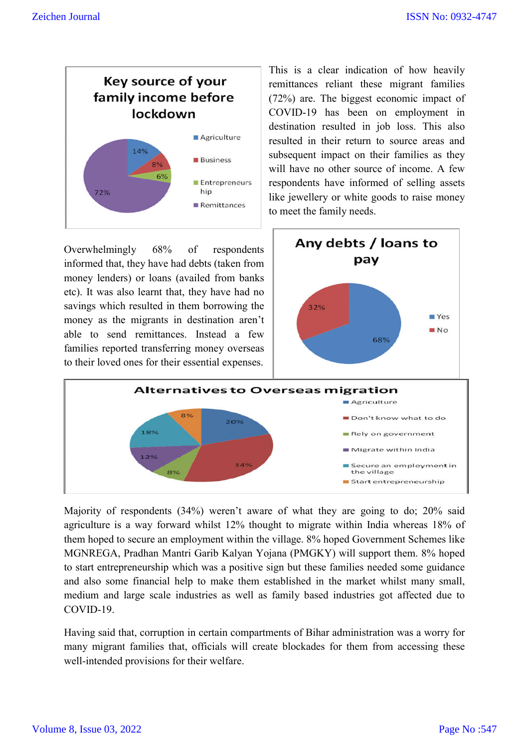**Key source of your family income before lockdown**

- Agriculture: 14%
- Business: 8%
- Entrepreneurship: 6%
- Remittances: 72%

This is a clear indication of how heavily remittances reliant these migrant families (72%) are. The biggest economic impact of COVID-19 has been on employment in destination resulted in job loss. This also resulted in their return to source areas and subsequent impact on their families as they will have no other source of income. A few respondents have informed of selling assets like jewellery or white goods to raise money to meet the family needs.

Overwhelmingly 68% of respondents informed that, they have had debts (taken from money lenders) or loans (availed from banks etc). It was also learnt that, they have had no savings which resulted in them borrowing the money as the migrants in destination aren't able to send remittances. Instead a few families reported transferring money overseas to their loved ones for their essential expenses.

**Any debts / loans to pay**

- Yes: 68%
- No: 32%

**Alternatives to Overseas migration**

- Agriculture: 20%
- Don't know what to do: 34%
- Rely on government: 8%
- Migrate within India: 12%
- Secure an employment in the village: 18%
- Start entrepreneurship: 8%

Majority of respondents (34%) weren't aware of what they are going to do; 20% said agriculture is a way forward whilst 12% thought to migrate within India whereas 18% of them hoped to secure an employment within the village. 8% hoped Government Schemes like MGNREGA, Pradhan Mantri Garib Kalyan Yojana (PMGKY) will support them. 8% hoped to start entrepreneurship which was a positive sign but these families needed some guidance and also some financial help to make them established in the market whilst many small, medium and large scale industries as well as family based industries got affected due to COVID-19.

Having said that, corruption in certain compartments of Bihar administration was a worry for many migrant families that, officials will create blockades for them from accessing these well-intended provisions for their welfare.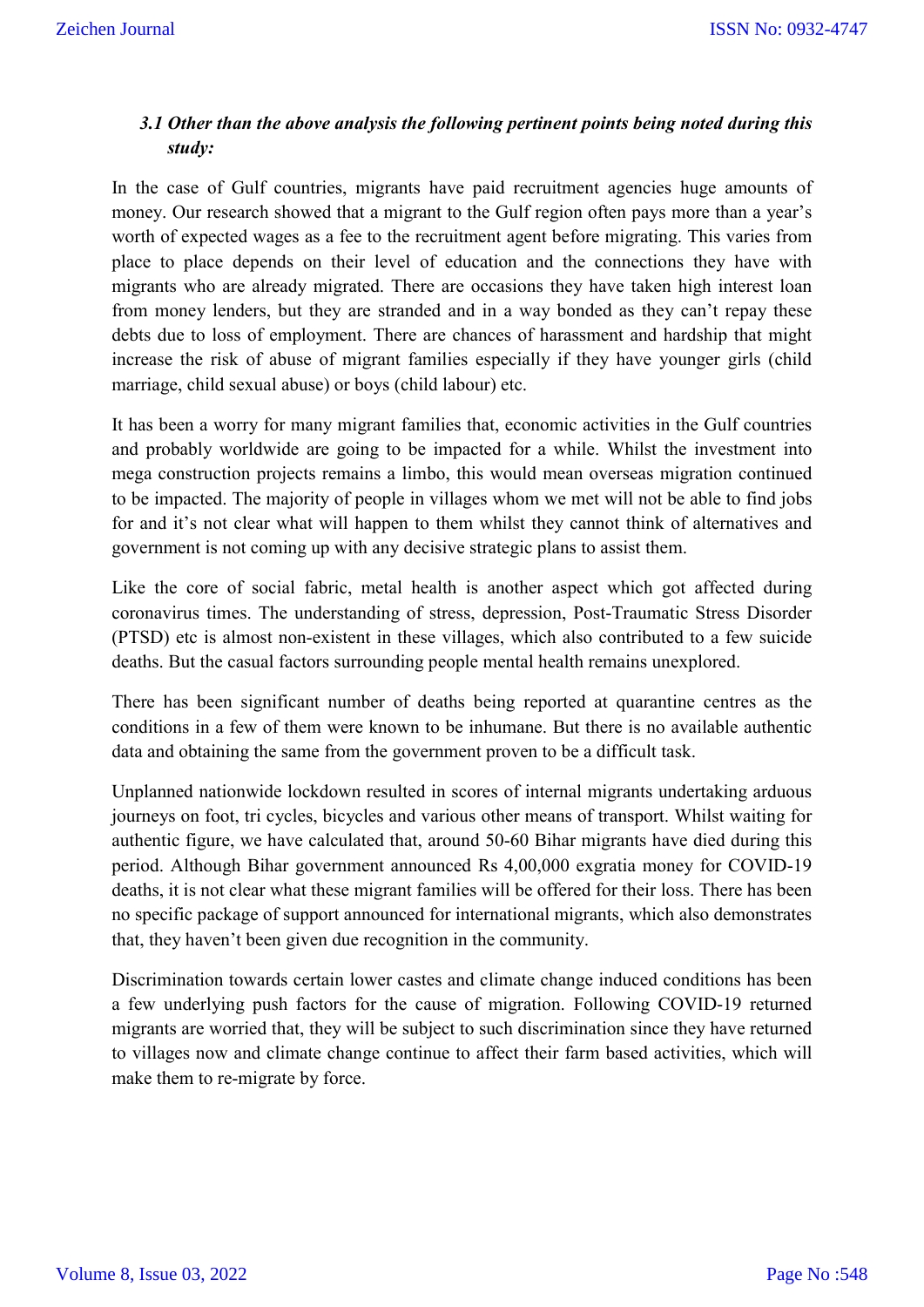### *3.1 Other than the above analysis the following pertinent points being noted during this study:*

In the case of Gulf countries, migrants have paid recruitment agencies huge amounts of money. Our research showed that a migrant to the Gulf region often pays more than a year's worth of expected wages as a fee to the recruitment agent before migrating. This varies from place to place depends on their level of education and the connections they have with migrants who are already migrated. There are occasions they have taken high interest loan from money lenders, but they are stranded and in a way bonded as they can't repay these debts due to loss of employment. There are chances of harassment and hardship that might increase the risk of abuse of migrant families especially if they have younger girls (child marriage, child sexual abuse) or boys (child labour) etc.

It has been a worry for many migrant families that, economic activities in the Gulf countries and probably worldwide are going to be impacted for a while. Whilst the investment into mega construction projects remains a limbo, this would mean overseas migration continued to be impacted. The majority of people in villages whom we met will not be able to find jobs for and it's not clear what will happen to them whilst they cannot think of alternatives and government is not coming up with any decisive strategic plans to assist them.

Like the core of social fabric, metal health is another aspect which got affected during coronavirus times. The understanding of stress, depression, Post-Traumatic Stress Disorder (PTSD) etc is almost non-existent in these villages, which also contributed to a few suicide deaths. But the casual factors surrounding people mental health remains unexplored.

There has been significant number of deaths being reported at quarantine centres as the conditions in a few of them were known to be inhumane. But there is no available authentic data and obtaining the same from the government proven to be a difficult task.

Unplanned nationwide lockdown resulted in scores of internal migrants undertaking arduous journeys on foot, tri cycles, bicycles and various other means of transport. Whilst waiting for authentic figure, we have calculated that, around 50-60 Bihar migrants have died during this period. Although Bihar government announced Rs 4,00,000 exgratia money for COVID-19 deaths, it is not clear what these migrant families will be offered for their loss. There has been no specific package of support announced for international migrants, which also demonstrates that, they haven't been given due recognition in the community.

Discrimination towards certain lower castes and climate change induced conditions has been a few underlying push factors for the cause of migration. Following COVID-19 returned migrants are worried that, they will be subject to such discrimination since they have returned to villages now and climate change continue to affect their farm based activities, which will make them to re-migrate by force.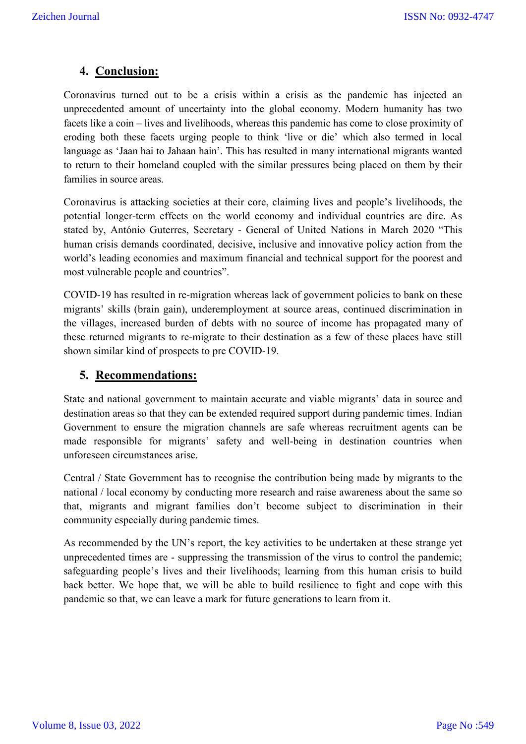## 4. Conclusion:

Coronavirus turned out to be a crisis within a crisis as the pandemic has injected an unprecedented amount of uncertainty into the global economy. Modern humanity has two facets like a coin – lives and livelihoods, whereas this pandemic has come to close proximity of eroding both these facets urging people to think 'live or die' which also termed in local language as 'Jaan hai to Jahaan hain'. This has resulted in many international migrants wanted to return to their homeland coupled with the similar pressures being placed on them by their families in source areas.

Coronavirus is attacking societies at their core, claiming lives and people's livelihoods, the potential longer-term effects on the world economy and individual countries are dire. As stated by, António Guterres, Secretary - General of United Nations in March 2020 "This human crisis demands coordinated, decisive, inclusive and innovative policy action from the world's leading economies and maximum financial and technical support for the poorest and most vulnerable people and countries".

COVID-19 has resulted in re-migration whereas lack of government policies to bank on these migrants' skills (brain gain), underemployment at source areas, continued discrimination in the villages, increased burden of debts with no source of income has propagated many of these returned migrants to re-migrate to their destination as a few of these places have still shown similar kind of prospects to pre COVID-19.

## 5. Recommendations:

State and national government to maintain accurate and viable migrants' data in source and destination areas so that they can be extended required support during pandemic times. Indian Government to ensure the migration channels are safe whereas recruitment agents can be made responsible for migrants' safety and well-being in destination countries when unforeseen circumstances arise.

Central / State Government has to recognise the contribution being made by migrants to the national / local economy by conducting more research and raise awareness about the same so that, migrants and migrant families don't become subject to discrimination in their community especially during pandemic times.

As recommended by the UN's report, the key activities to be undertaken at these strange yet unprecedented times are - suppressing the transmission of the virus to control the pandemic; safeguarding people's lives and their livelihoods; learning from this human crisis to build back better. We hope that, we will be able to build resilience to fight and cope with this pandemic so that, we can leave a mark for future generations to learn from it.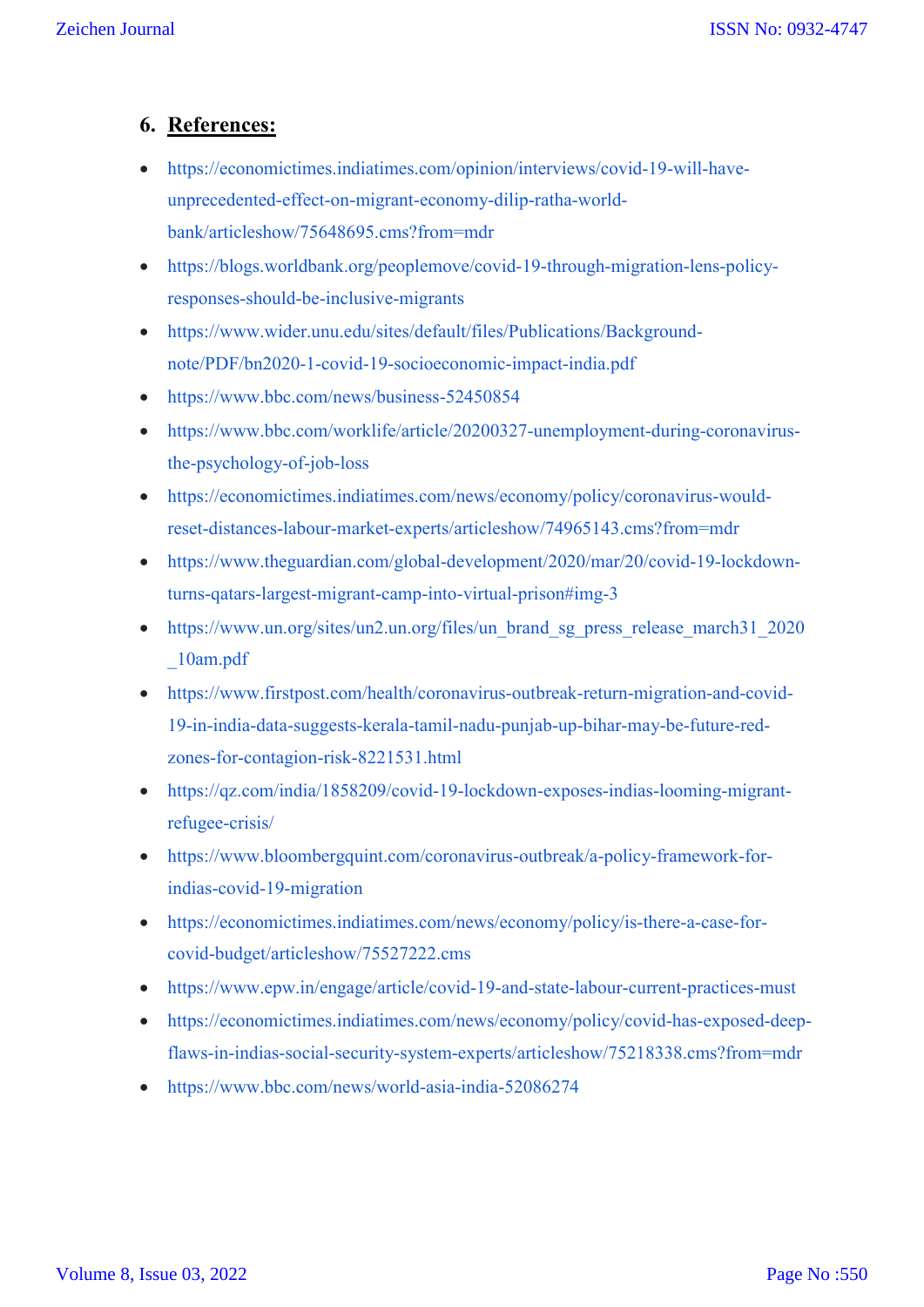## 6. References:

- https://economictimes.indiatimes.com/opinion/interviews/covid-19-will-have-unprecedented-effect-on-migrant-economy-dilip-ratha-world-bank/articleshow/75648695.cms?from=mdr
- https://blogs.worldbank.org/peoplemove/covid-19-through-migration-lens-policy-responses-should-be-inclusive-migrants
- https://www.wider.unu.edu/sites/default/files/Publications/Background-note/PDF/bn2020-1-covid-19-socioeconomic-impact-india.pdf
- https://www.bbc.com/news/business-52450854
- https://www.bbc.com/worklife/article/20200327-unemployment-during-coronavirus-the-psychology-of-job-loss
- https://economictimes.indiatimes.com/news/economy/policy/coronavirus-would-reset-distances-labour-market-experts/articleshow/74965143.cms?from=mdr
- https://www.theguardian.com/global-development/2020/mar/20/covid-19-lockdown-turns-qatars-largest-migrant-camp-into-virtual-prison#img-3
- https://www.un.org/sites/un2.un.org/files/un_brand_sg_press_release_march31_2020_10am.pdf
- https://www.firstpost.com/health/coronavirus-outbreak-return-migration-and-covid-19-in-india-data-suggests-kerala-tamil-nadu-punjab-up-bihar-may-be-future-red-zones-for-contagion-risk-8221531.html
- https://qz.com/india/1858209/covid-19-lockdown-exposes-indias-looming-migrant-refugee-crisis/
- https://www.bloombergquint.com/coronavirus-outbreak/a-policy-framework-for-indias-covid-19-migration
- https://economictimes.indiatimes.com/news/economy/policy/is-there-a-case-for-covid-budget/articleshow/75527222.cms
- https://www.epw.in/engage/article/covid-19-and-state-labour-current-practices-must
- https://economictimes.indiatimes.com/news/economy/policy/covid-has-exposed-deep-flaws-in-indias-social-security-system-experts/articleshow/75218338.cms?from=mdr
- https://www.bbc.com/news/world-asia-india-52086274